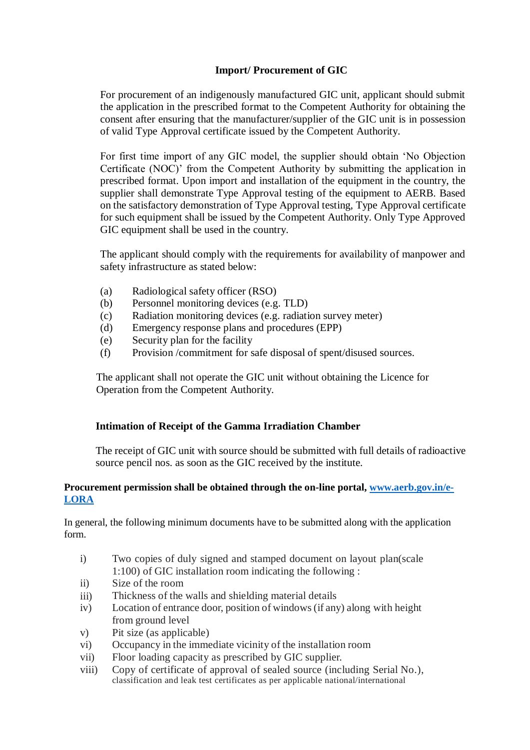## Import/ Procurement of GIC

For procurement of an indigenously manufactured GIC unit, applicant should submit the application in the prescribed format to the Competent Authority for obtaining the consent after ensuring that the manufacturer/supplier of the GIC unit is in possession of valid Type Approval certificate issued by the Competent Authority.

For first time import of any GIC model, the supplier should obtain 'No Objection Certificate (NOC)' from the Competent Authority by submitting the application in prescribed format. Upon import and installation of the equipment in the country, the supplier shall demonstrate Type Approval testing of the equipment to AERB. Based on the satisfactory demonstration of Type Approval testing, Type Approval certificate for such equipment shall be issued by the Competent Authority. Only Type Approved GIC equipment shall be used in the country.

The applicant should comply with the requirements for availability of manpower and safety infrastructure as stated below:

(a) Radiological safety officer (RSO)
(b) Personnel monitoring devices (e.g. TLD)
(c) Radiation monitoring devices (e.g. radiation survey meter)
(d) Emergency response plans and procedures (EPP)
(e) Security plan for the facility
(f) Provision /commitment for safe disposal of spent/disused sources.

The applicant shall not operate the GIC unit without obtaining the Licence for Operation from the Competent Authority.

### Intimation of Receipt of the Gamma Irradiation Chamber

The receipt of GIC unit with source should be submitted with full details of radioactive source pencil nos. as soon as the GIC received by the institute.

**Procurement permission shall be obtained through the on-line portal, [www.aerb.gov.in/e-LORA](www.aerb.gov.in/e-LORA)**

In general, the following minimum documents have to be submitted along with the application form.

i) Two copies of duly signed and stamped document on layout plan(scale 1:100) of GIC installation room indicating the following :
ii) Size of the room
iii) Thickness of the walls and shielding material details
iv) Location of entrance door, position of windows (if any) along with height from ground level
v) Pit size (as applicable)
vi) Occupancy in the immediate vicinity of the installation room
vii) Floor loading capacity as prescribed by GIC supplier.
viii) Copy of certificate of approval of sealed source (including Serial No.), classification and leak test certificates as per applicable national/international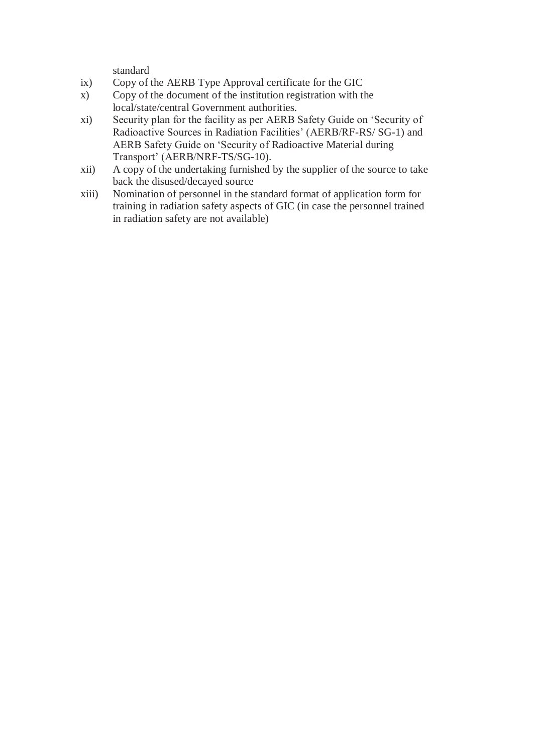standard

ix) Copy of the AERB Type Approval certificate for the GIC

x) Copy of the document of the institution registration with the local/state/central Government authorities.

xi) Security plan for the facility as per AERB Safety Guide on 'Security of Radioactive Sources in Radiation Facilities' (AERB/RF-RS/ SG-1) and AERB Safety Guide on 'Security of Radioactive Material during Transport' (AERB/NRF-TS/SG-10).

xii) A copy of the undertaking furnished by the supplier of the source to take back the disused/decayed source

xiii) Nomination of personnel in the standard format of application form for training in radiation safety aspects of GIC (in case the personnel trained in radiation safety are not available)